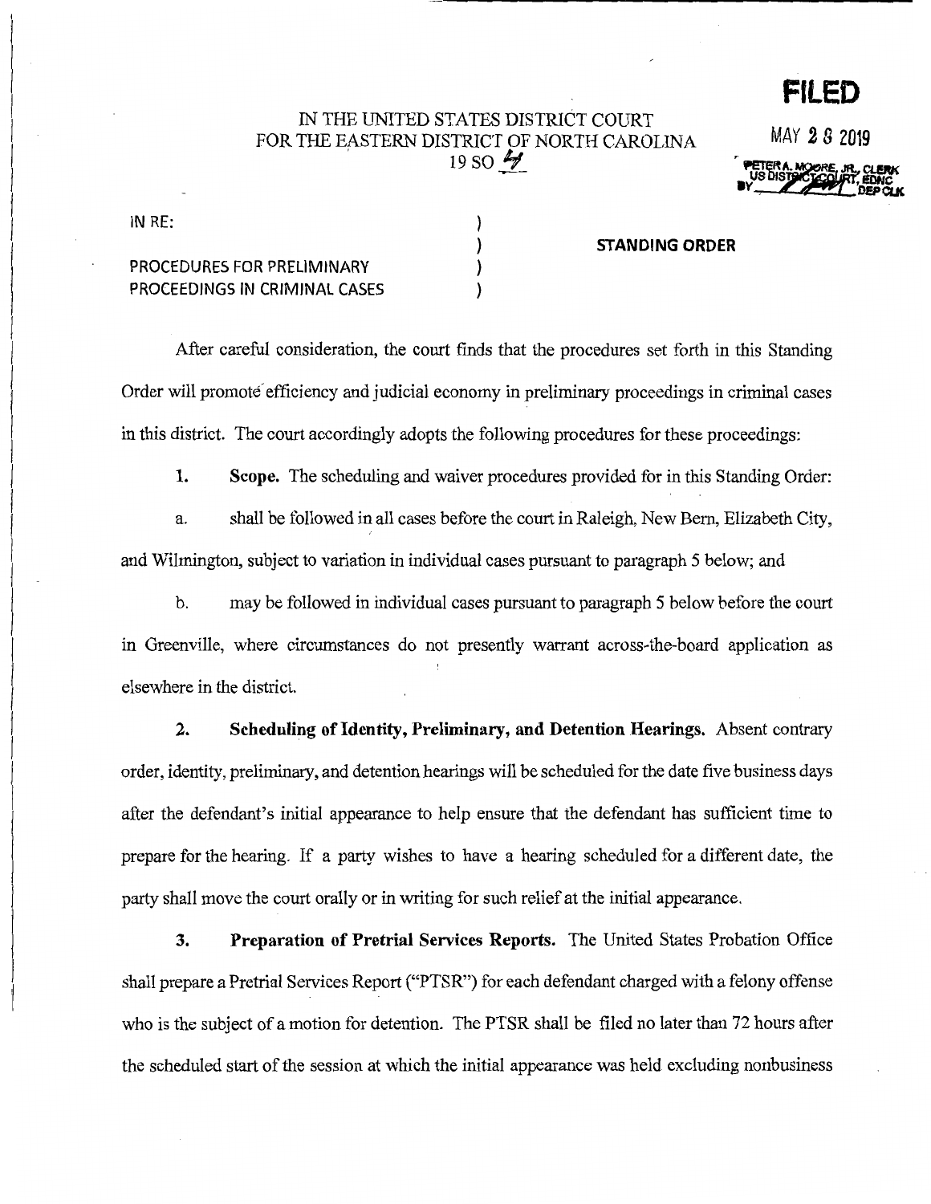FILED

MAY 2 8 2019

PETER A. MOORE, JR., CLERK
US DISTRICT COURT, EDNC
BY ________ DEP CLK

IN THE UNITED STATES DISTRICT COURT
FOR THE EASTERN DISTRICT OF NORTH CAROLINA
19 SO 4

IN RE:

PROCEDURES FOR PRELIMINARY PROCEEDINGS IN CRIMINAL CASES

**STANDING ORDER**

After careful consideration, the court finds that the procedures set forth in this Standing Order will promote efficiency and judicial economy in preliminary proceedings in criminal cases in this district. The court accordingly adopts the following procedures for these proceedings:

**1. Scope.** The scheduling and waiver procedures provided for in this Standing Order:

a. shall be followed in all cases before the court in Raleigh, New Bern, Elizabeth City, and Wilmington, subject to variation in individual cases pursuant to paragraph 5 below; and

b. may be followed in individual cases pursuant to paragraph 5 below before the court in Greenville, where circumstances do not presently warrant across-the-board application as elsewhere in the district.

**2. Scheduling of Identity, Preliminary, and Detention Hearings.** Absent contrary order, identity, preliminary, and detention hearings will be scheduled for the date five business days after the defendant's initial appearance to help ensure that the defendant has sufficient time to prepare for the hearing. If a party wishes to have a hearing scheduled for a different date, the party shall move the court orally or in writing for such relief at the initial appearance.

**3. Preparation of Pretrial Services Reports.** The United States Probation Office shall prepare a Pretrial Services Report ("PTSR") for each defendant charged with a felony offense who is the subject of a motion for detention. The PTSR shall be filed no later than 72 hours after the scheduled start of the session at which the initial appearance was held excluding nonbusiness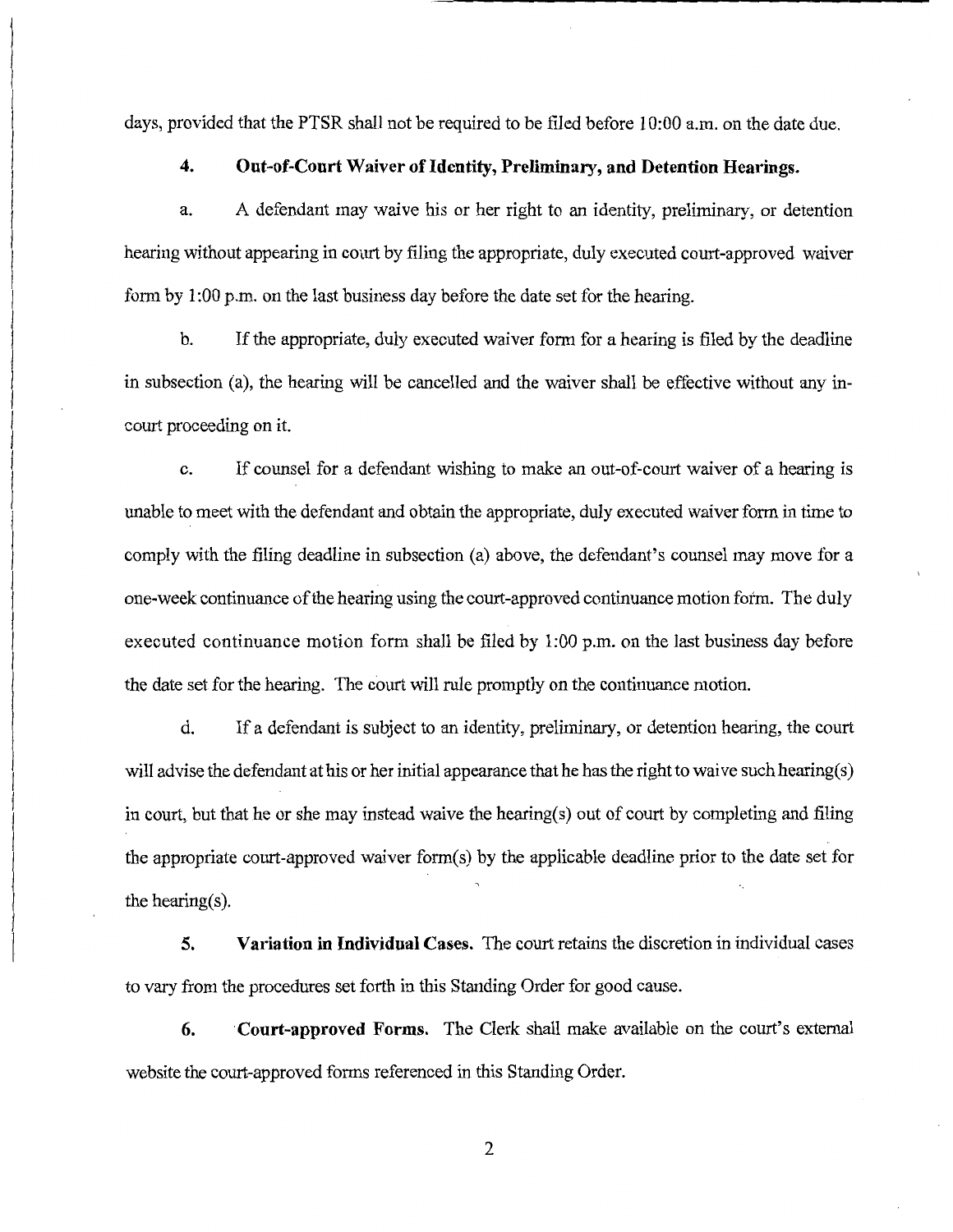days, provided that the PTSR shall not be required to be filed before 10:00 a.m. on the date due.

**4. Out-of-Court Waiver of Identity, Preliminary, and Detention Hearings.**

a. A defendant may waive his or her right to an identity, preliminary, or detention hearing without appearing in court by filing the appropriate, duly executed court-approved waiver form by 1:00 p.m. on the last business day before the date set for the hearing.

b. If the appropriate, duly executed waiver form for a hearing is filed by the deadline in subsection (a), the hearing will be cancelled and the waiver shall be effective without any in-court proceeding on it.

c. If counsel for a defendant wishing to make an out-of-court waiver of a hearing is unable to meet with the defendant and obtain the appropriate, duly executed waiver form in time to comply with the filing deadline in subsection (a) above, the defendant's counsel may move for a one-week continuance of the hearing using the court-approved continuance motion form. The duly executed continuance motion form shall be filed by 1:00 p.m. on the last business day before the date set for the hearing. The court will rule promptly on the continuance motion.

d. If a defendant is subject to an identity, preliminary, or detention hearing, the court will advise the defendant at his or her initial appearance that he has the right to waive such hearing(s) in court, but that he or she may instead waive the hearing(s) out of court by completing and filing the appropriate court-approved waiver form(s) by the applicable deadline prior to the date set for the hearing(s).

**5. Variation in Individual Cases.** The court retains the discretion in individual cases to vary from the procedures set forth in this Standing Order for good cause.

**6. Court-approved Forms.** The Clerk shall make available on the court's external website the court-approved forms referenced in this Standing Order.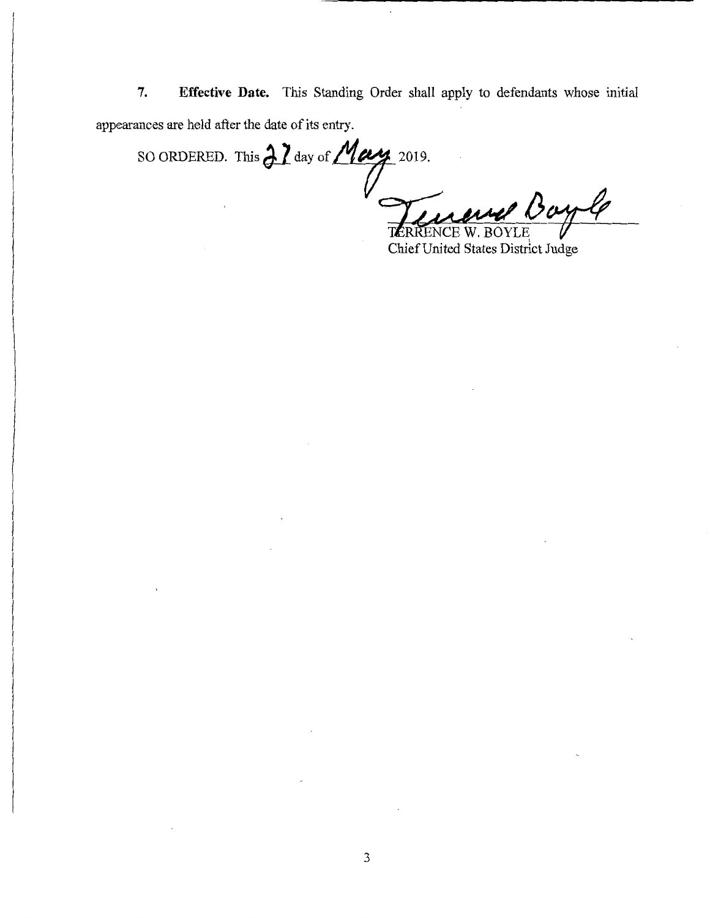**7. Effective Date.** This Standing Order shall apply to defendants whose initial appearances are held after the date of its entry.

SO ORDERED. This 27 day of May 2019.

TERRENCE W. BOYLE
Chief United States District Judge